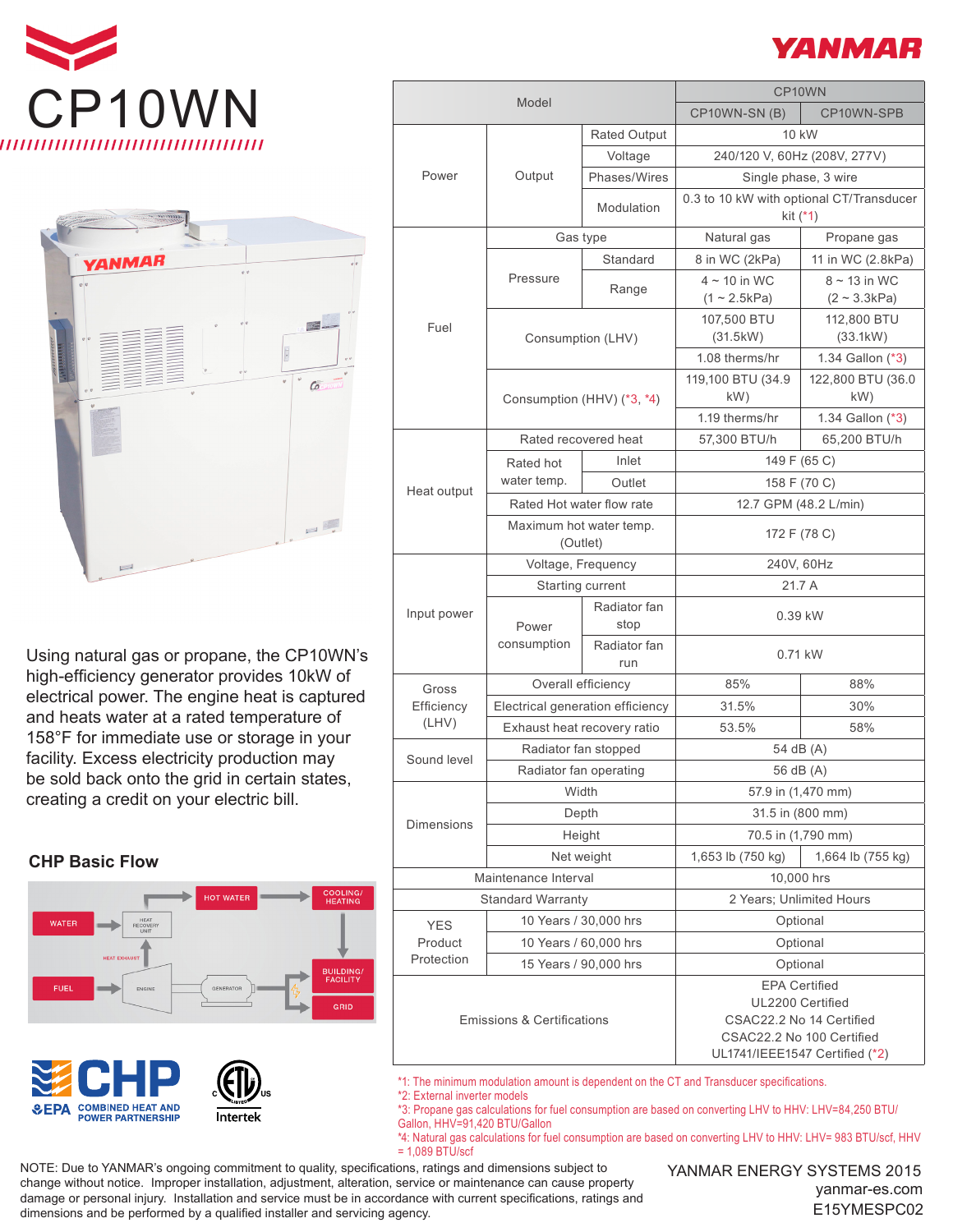# CP10WN

Using natural gas or propane, the CP10WN's high-efficiency generator provides 10kW of electrical power. The engine heat is captured and heats water at a rated temperature of 158°F for immediate use or storage in your facility. Excess electricity production may be sold back onto the grid in certain states, creating a credit on your electric bill.

## CHP Basic Flow

WATER → HEAT RECOVERY UNIT → HOT WATER → COOLING/HEATING → BUILDING/FACILITY

FUEL → ENGINE → GENERATOR → BUILDING/FACILITY, GRID

HEAT EXHAUST

EPA CHP COMBINED HEAT AND POWER PARTNERSHIP

Intertek

| Model | | | CP10WN | |
|---|---|---|---|---|
| | | | CP10WN-SN (B) | CP10WN-SPB |
| Power | Output | Rated Output | 10 kW | |
| | | Voltage | 240/120 V, 60Hz (208V, 277V) | |
| | | Phases/Wires | Single phase, 3 wire | |
| | | Modulation | 0.3 to 10 kW with optional CT/Transducer kit (*1) | |
| Fuel | Gas type | | Natural gas | Propane gas |
| | Pressure | Standard | 8 in WC (2kPa) | 11 in WC (2.8kPa) |
| | | Range | 4 ~ 10 in WC (1 ~ 2.5kPa) | 8 ~ 13 in WC (2 ~ 3.3kPa) |
| | Consumption (LHV) | | 107,500 BTU (31.5kW) | 112,800 BTU (33.1kW) |
| | | | 1.08 therms/hr | 1.34 Gallon (*3) |
| | Consumption (HHV) (*3, *4) | | 119,100 BTU (34.9 kW) | 122,800 BTU (36.0 kW) |
| | | | 1.19 therms/hr | 1.34 Gallon (*3) |
| Heat output | Rated recovered heat | | 57,300 BTU/h | 65,200 BTU/h |
| | Rated hot water temp. | Inlet | 149 F (65 C) | |
| | | Outlet | 158 F (70 C) | |
| | Rated Hot water flow rate | | 12.7 GPM (48.2 L/min) | |
| | Maximum hot water temp. (Outlet) | | 172 F (78 C) | |
| Input power | Voltage, Frequency | | 240V, 60Hz | |
| | Starting current | | 21.7 A | |
| | Power consumption | Radiator fan stop | 0.39 kW | |
| | | Radiator fan run | 0.71 kW | |
| Gross Efficiency (LHV) | Overall efficiency | | 85% | 88% |
| | Electrical generation efficiency | | 31.5% | 30% |
| | Exhaust heat recovery ratio | | 53.5% | 58% |
| Sound level | Radiator fan stopped | | 54 dB (A) | |
| | Radiator fan operating | | 56 dB (A) | |
| Dimensions | Width | | 57.9 in (1,470 mm) | |
| | Depth | | 31.5 in (800 mm) | |
| | Height | | 70.5 in (1,790 mm) | |
| | Net weight | | 1,653 lb (750 kg) | 1,664 lb (755 kg) |
| Maintenance Interval | | | 10,000 hrs | |
| Standard Warranty | | | 2 Years; Unlimited Hours | |
| YES Product Protection | 10 Years / 30,000 hrs | | Optional | |
| | 10 Years / 60,000 hrs | | Optional | |
| | 15 Years / 90,000 hrs | | Optional | |
| Emissions & Certifications | | | EPA Certified<br>UL2200 Certified<br>CSAC22.2 No 14 Certified<br>CSAC22.2 No 100 Certified<br>UL1741/IEEE1547 Certified (*2) | |

*1: The minimum modulation amount is dependent on the CT and Transducer specifications.
*2: External inverter models
*3: Propane gas calculations for fuel consumption are based on converting LHV to HHV: LHV=84,250 BTU/Gallon, HHV=91,420 BTU/Gallon
*4: Natural gas calculations for fuel consumption are based on converting LHV to HHV: LHV= 983 BTU/scf, HHV = 1,089 BTU/scf

NOTE: Due to YANMAR's ongoing commitment to quality, specifications, ratings and dimensions subject to change without notice. Improper installation, adjustment, alteration, service or maintenance can cause property damage or personal injury. Installation and service must be in accordance with current specifications, ratings and dimensions and be performed by a qualified installer and servicing agency.

YANMAR ENERGY SYSTEMS 2015
yanmar-es.com
E15YMESPC02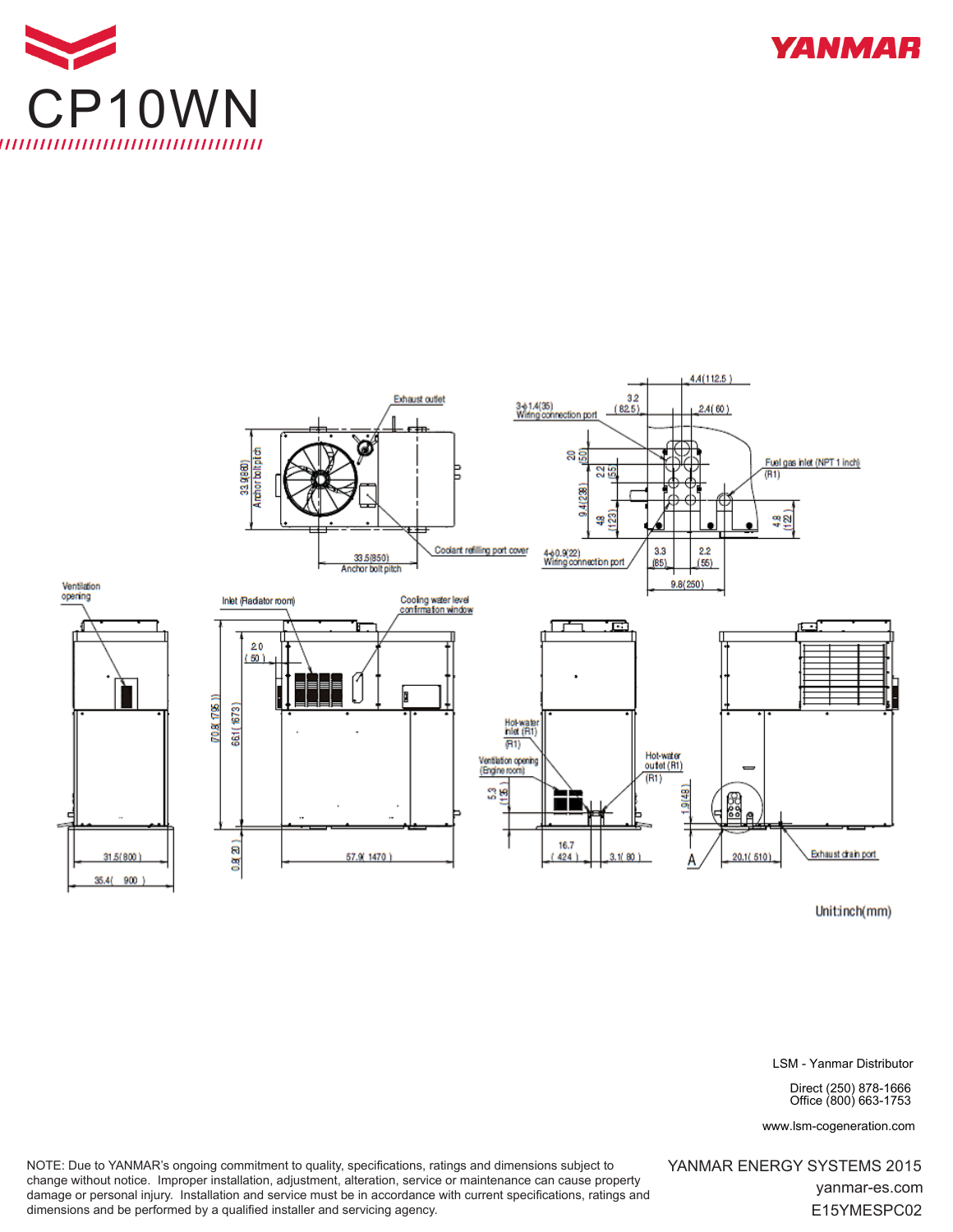# CP10WN

Exhaust outlet

33.9(860)
Anchor bolt pitch

33.5(850)
Anchor bolt pitch

Coolant refilling port cover

3-ϕ1.4(35)
Wiring connection port

4.4(112.5)

3.2
(82.5)

2.4(60)

2.0
(50)

2.2
(55)

9.4(239)

4.8
(123)

Fuel gas inlet (NPT 1 inch)
(R1)

4.8
(122)

4-ϕ0.9(22)
Wiring connection port

3.3
(85)

2.2
(55)

9.8(250)

Ventilation opening

Inlet (Radiator room)

Cooling water level confirmation window

2.0
(50)

70.8(1795)

66.1(1673)

0.8(20)

31.5(800)

35.4(900)

57.9(1470)

Hot-water inlet (R1)

(R1)

Ventilation opening (Engine room)

Hot-water outlet (R1)

(R1)

5.3
(135)

16.7
(424)

3.1(80)

1.9(48)

A

20.1(510)

Exhaust drain port

Unit:inch(mm)

LSM - Yanmar Distributor

Direct (250) 878-1666
Office (800) 663-1753

www.lsm-cogeneration.com

NOTE: Due to YANMAR's ongoing commitment to quality, specifications, ratings and dimensions subject to change without notice. Improper installation, adjustment, alteration, service or maintenance can cause property damage or personal injury. Installation and service must be in accordance with current specifications, ratings and dimensions and be performed by a qualified installer and servicing agency.

YANMAR ENERGY SYSTEMS 2015
yanmar-es.com
E15YMESPC02